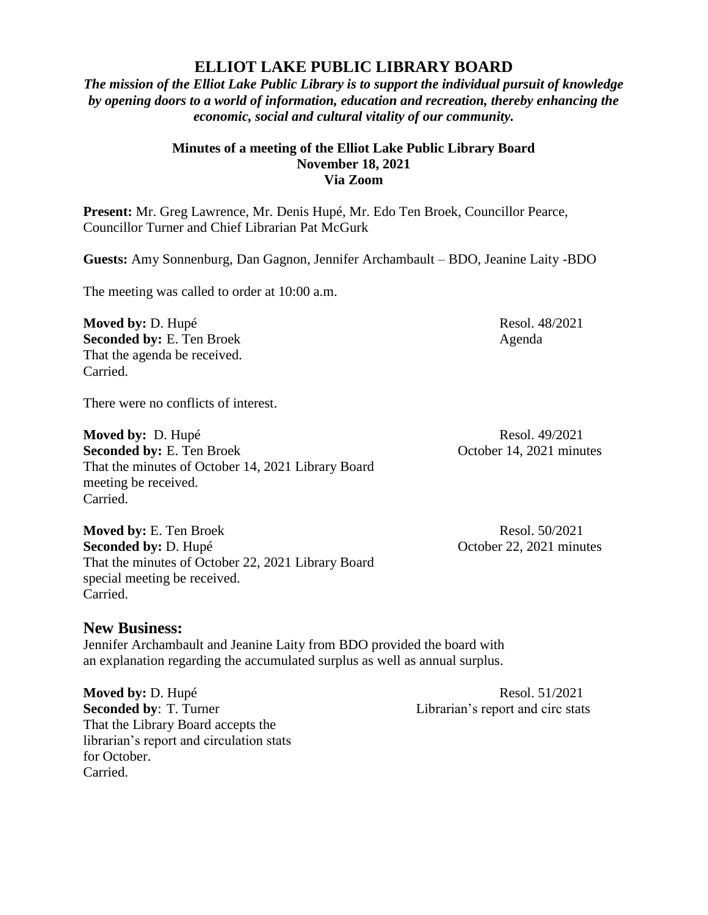# ELLIOT LAKE PUBLIC LIBRARY BOARD

***The mission of the Elliot Lake Public Library is to support the individual pursuit of knowledge by opening doors to a world of information, education and recreation, thereby enhancing the economic, social and cultural vitality of our community.***

**Minutes of a meeting of the Elliot Lake Public Library Board**
**November 18, 2021**
**Via Zoom**

**Present:** Mr. Greg Lawrence, Mr. Denis Hupé, Mr. Edo Ten Broek, Councillor Pearce, Councillor Turner and Chief Librarian Pat McGurk

**Guests:** Amy Sonnenburg, Dan Gagnon, Jennifer Archambault – BDO, Jeanine Laity -BDO

The meeting was called to order at 10:00 a.m.

**Moved by:** D. Hupé
**Seconded by:** E. Ten Broek
That the agenda be received.
Carried.

Resol. 48/2021
Agenda

There were no conflicts of interest.

**Moved by:** D. Hupé
**Seconded by:** E. Ten Broek
That the minutes of October 14, 2021 Library Board meeting be received.
Carried.

Resol. 49/2021
October 14, 2021 minutes

**Moved by:** E. Ten Broek
**Seconded by:** D. Hupé
That the minutes of October 22, 2021 Library Board special meeting be received.
Carried.

Resol. 50/2021
October 22, 2021 minutes

## New Business:

Jennifer Archambault and Jeanine Laity from BDO provided the board with an explanation regarding the accumulated surplus as well as annual surplus.

**Moved by:** D. Hupé
**Seconded by**: T. Turner
That the Library Board accepts the librarian's report and circulation stats for October.
Carried.

Resol. 51/2021
Librarian's report and circ stats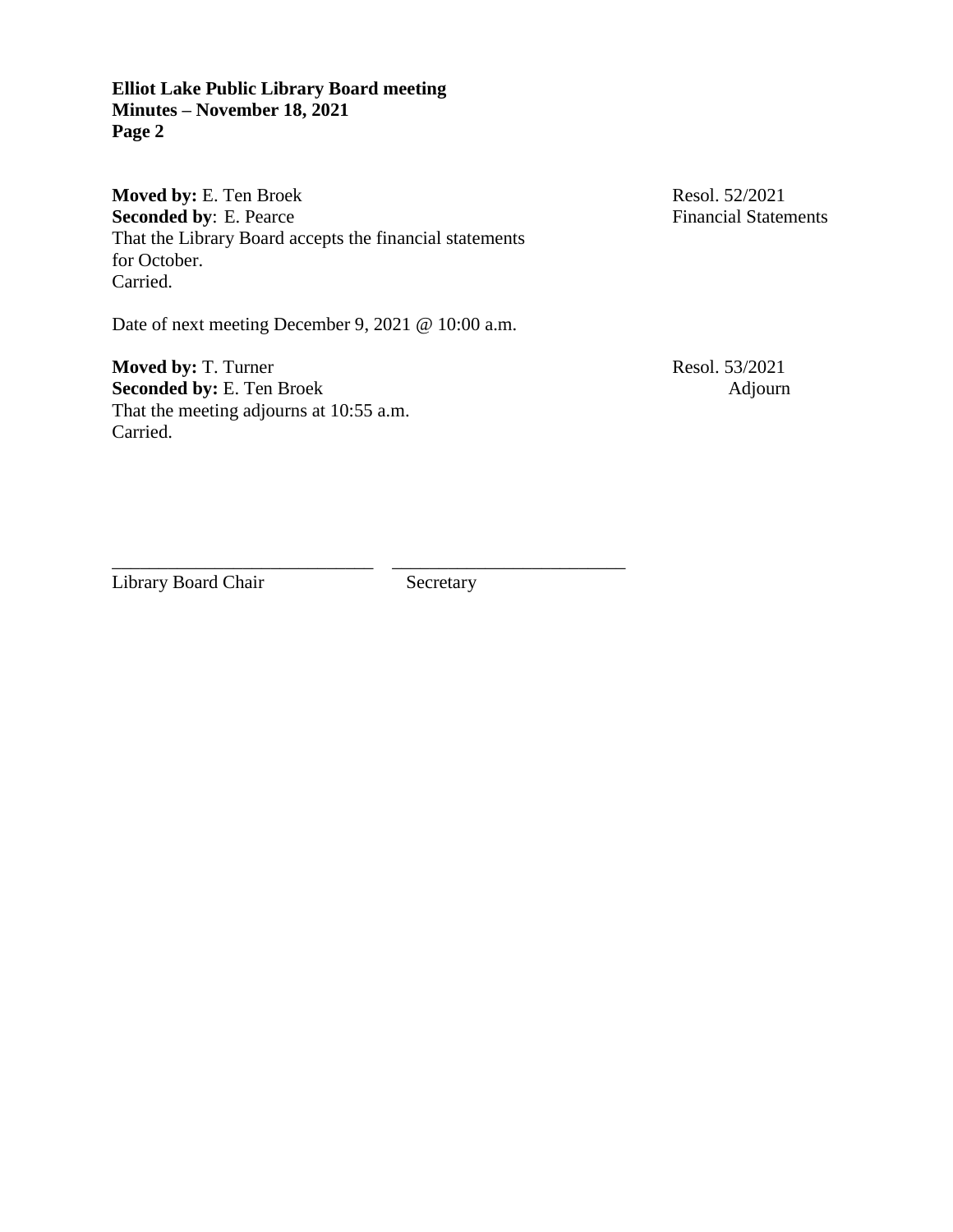**Moved by:** E. Ten Broek
**Seconded by**: E. Pearce
That the Library Board accepts the financial statements for October.
Carried.

Resol. 52/2021
Financial Statements

Date of next meeting December 9, 2021 @ 10:00 a.m.

**Moved by:** T. Turner
**Seconded by:** E. Ten Broek
That the meeting adjourns at 10:55 a.m.
Carried.

Resol. 53/2021
Adjourn

\_\_\_\_\_\_\_\_\_\_\_\_\_\_\_\_\_\_\_\_\_\_\_\_\_\_\_\_ \_\_\_\_\_\_\_\_\_\_\_\_\_\_\_\_\_\_\_\_\_\_\_\_\_\_\_\_

Library Board Chair Secretary